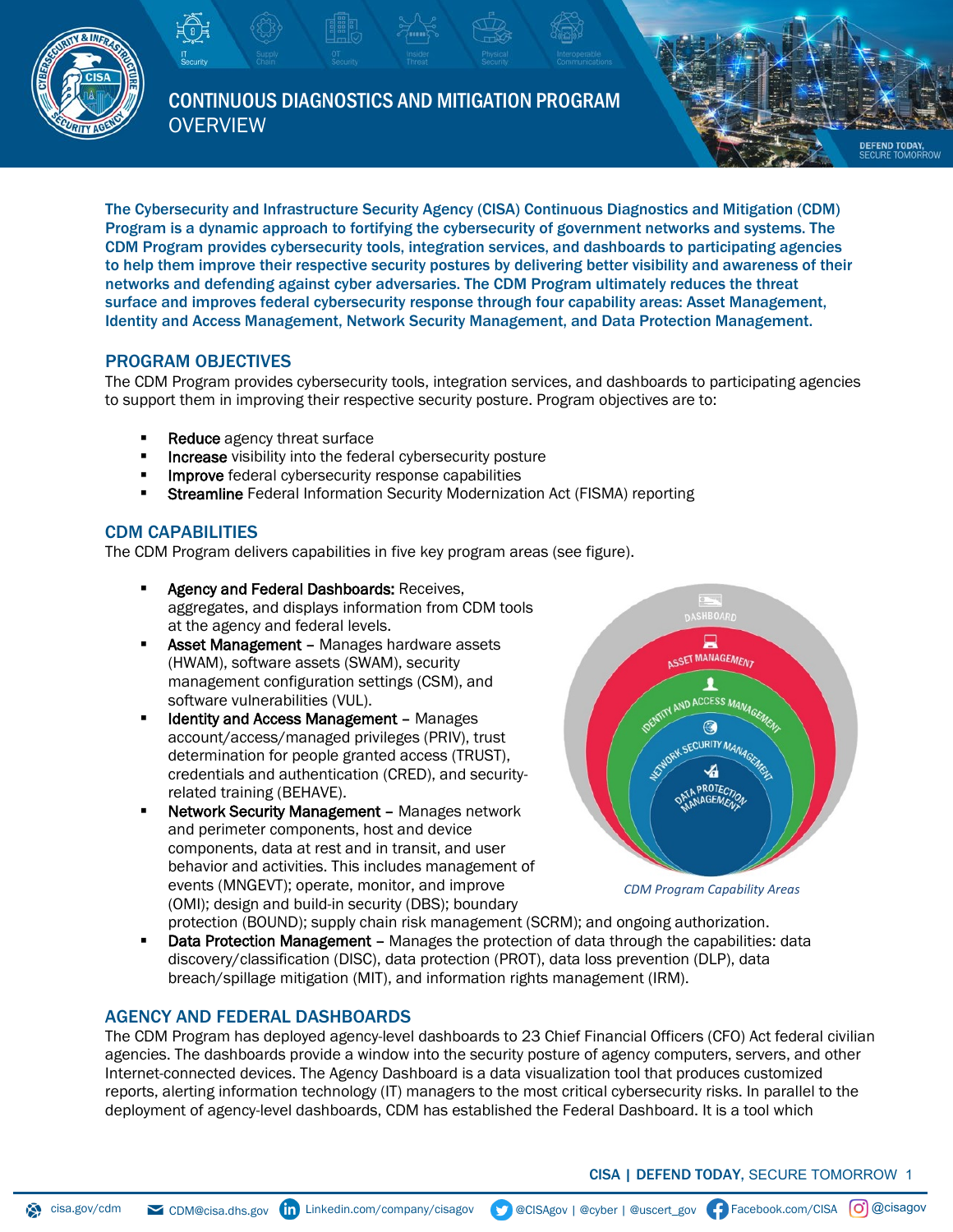# CONTINUOUS DIAGNOSTICS AND MITIGATION PROGRAM OVERVIEW

**The Cybersecurity and Infrastructure Security Agency (CISA) Continuous Diagnostics and Mitigation (CDM) Program is a dynamic approach to fortifying the cybersecurity of government networks and systems. The CDM Program provides cybersecurity tools, integration services, and dashboards to participating agencies to help them improve their respective security postures by delivering better visibility and awareness of their networks and defending against cyber adversaries. The CDM Program ultimately reduces the threat surface and improves federal cybersecurity response through four capability areas: Asset Management, Identity and Access Management, Network Security Management, and Data Protection Management.**

## PROGRAM OBJECTIVES

The CDM Program provides cybersecurity tools, integration services, and dashboards to participating agencies to support them in improving their respective security posture. Program objectives are to:

- **Reduce** agency threat surface
- **Increase** visibility into the federal cybersecurity posture
- **Improve** federal cybersecurity response capabilities
- **Streamline** Federal Information Security Modernization Act (FISMA) reporting

## CDM CAPABILITIES

The CDM Program delivers capabilities in five key program areas (see figure).

- **Agency and Federal Dashboards:** Receives, aggregates, and displays information from CDM tools at the agency and federal levels.
- **Asset Management** – Manages hardware assets (HWAM), software assets (SWAM), security management configuration settings (CSM), and software vulnerabilities (VUL).
- **Identity and Access Management** – Manages account/access/managed privileges (PRIV), trust determination for people granted access (TRUST), credentials and authentication (CRED), and security-related training (BEHAVE).
- **Network Security Management** – Manages network and perimeter components, host and device components, data at rest and in transit, and user behavior and activities. This includes management of events (MNGEVT); operate, monitor, and improve (OMI); design and build-in security (DBS); boundary protection (BOUND); supply chain risk management (SCRM); and ongoing authorization.
- **Data Protection Management** – Manages the protection of data through the capabilities: data discovery/classification (DISC), data protection (PROT), data loss prevention (DLP), data breach/spillage mitigation (MIT), and information rights management (IRM).

*CDM Program Capability Areas*

## AGENCY AND FEDERAL DASHBOARDS

The CDM Program has deployed agency-level dashboards to 23 Chief Financial Officers (CFO) Act federal civilian agencies. The dashboards provide a window into the security posture of agency computers, servers, and other Internet-connected devices. The Agency Dashboard is a data visualization tool that produces customized reports, alerting information technology (IT) managers to the most critical cybersecurity risks. In parallel to the deployment of agency-level dashboards, CDM has established the Federal Dashboard. It is a tool which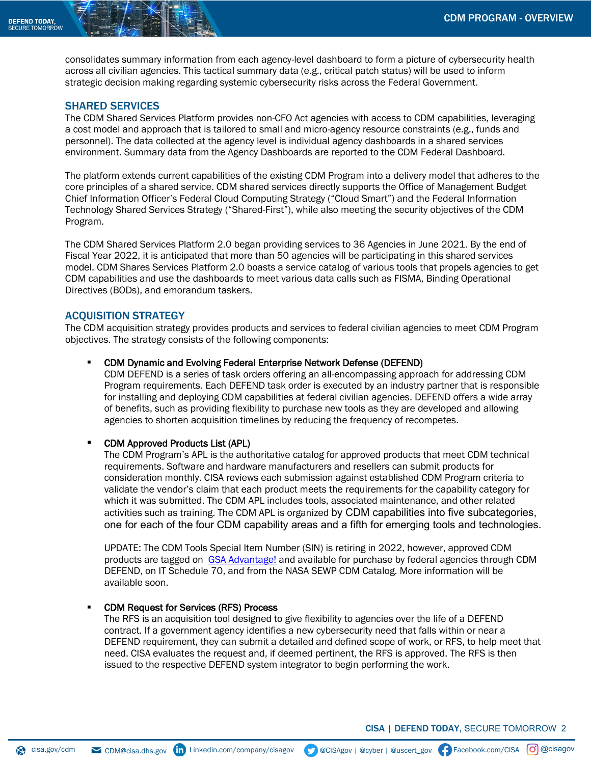consolidates summary information from each agency-level dashboard to form a picture of cybersecurity health across all civilian agencies. This tactical summary data (e.g., critical patch status) will be used to inform strategic decision making regarding systemic cybersecurity risks across the Federal Government.

## SHARED SERVICES

The CDM Shared Services Platform provides non-CFO Act agencies with access to CDM capabilities, leveraging a cost model and approach that is tailored to small and micro-agency resource constraints (e.g., funds and personnel). The data collected at the agency level is individual agency dashboards in a shared services environment. Summary data from the Agency Dashboards are reported to the CDM Federal Dashboard.

The platform extends current capabilities of the existing CDM Program into a delivery model that adheres to the core principles of a shared service. CDM shared services directly supports the Office of Management Budget Chief Information Officer's Federal Cloud Computing Strategy ("Cloud Smart") and the Federal Information Technology Shared Services Strategy ("Shared-First"), while also meeting the security objectives of the CDM Program.

The CDM Shared Services Platform 2.0 began providing services to 36 Agencies in June 2021. By the end of Fiscal Year 2022, it is anticipated that more than 50 agencies will be participating in this shared services model. CDM Shares Services Platform 2.0 boasts a service catalog of various tools that propels agencies to get CDM capabilities and use the dashboards to meet various data calls such as FISMA, Binding Operational Directives (BODs), and emorandum taskers.

## ACQUISITION STRATEGY

The CDM acquisition strategy provides products and services to federal civilian agencies to meet CDM Program objectives. The strategy consists of the following components:

- **CDM Dynamic and Evolving Federal Enterprise Network Defense (DEFEND)**
  CDM DEFEND is a series of task orders offering an all-encompassing approach for addressing CDM Program requirements. Each DEFEND task order is executed by an industry partner that is responsible for installing and deploying CDM capabilities at federal civilian agencies. DEFEND offers a wide array of benefits, such as providing flexibility to purchase new tools as they are developed and allowing agencies to shorten acquisition timelines by reducing the frequency of recompetes.

- **CDM Approved Products List (APL)**
  The CDM Program's APL is the authoritative catalog for approved products that meet CDM technical requirements. Software and hardware manufacturers and resellers can submit products for consideration monthly. CISA reviews each submission against established CDM Program criteria to validate the vendor's claim that each product meets the requirements for the capability category for which it was submitted. The CDM APL includes tools, associated maintenance, and other related activities such as training. The CDM APL is organized by CDM capabilities into five subcategories, one for each of the four CDM capability areas and a fifth for emerging tools and technologies.

  UPDATE: The CDM Tools Special Item Number (SIN) is retiring in 2022, however, approved CDM products are tagged on [GSA Advantage!](GSA Advantage!) and available for purchase by federal agencies through CDM DEFEND, on IT Schedule 70, and from the NASA SEWP CDM Catalog. More information will be available soon.

- **CDM Request for Services (RFS) Process**
  The RFS is an acquisition tool designed to give flexibility to agencies over the life of a DEFEND contract. If a government agency identifies a new cybersecurity need that falls within or near a DEFEND requirement, they can submit a detailed and defined scope of work, or RFS, to help meet that need. CISA evaluates the request and, if deemed pertinent, the RFS is approved. The RFS is then issued to the respective DEFEND system integrator to begin performing the work.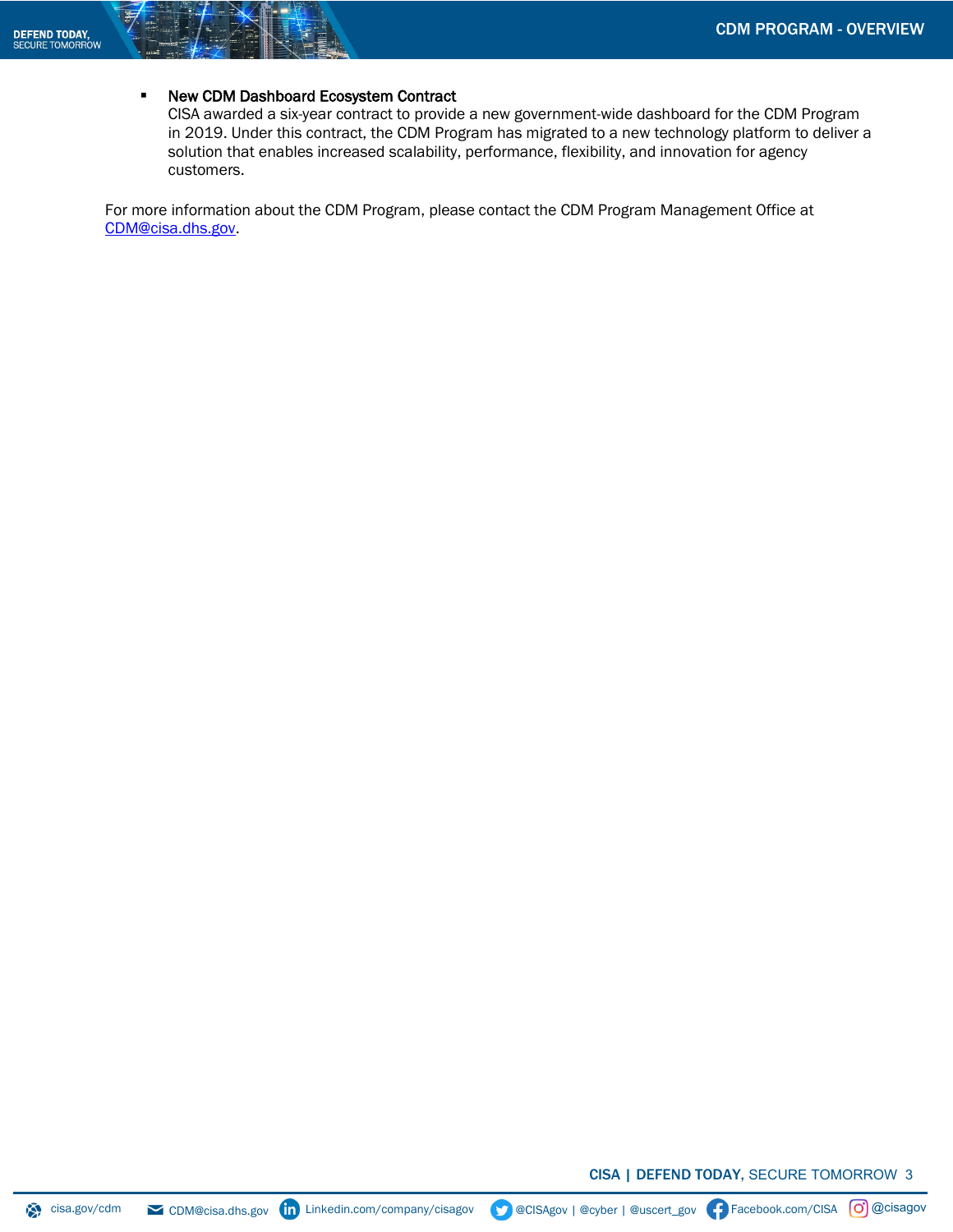- **New CDM Dashboard Ecosystem Contract**
  CISA awarded a six-year contract to provide a new government-wide dashboard for the CDM Program in 2019. Under this contract, the CDM Program has migrated to a new technology platform to deliver a solution that enables increased scalability, performance, flexibility, and innovation for agency customers.

For more information about the CDM Program, please contact the CDM Program Management Office at CDM@cisa.dhs.gov.